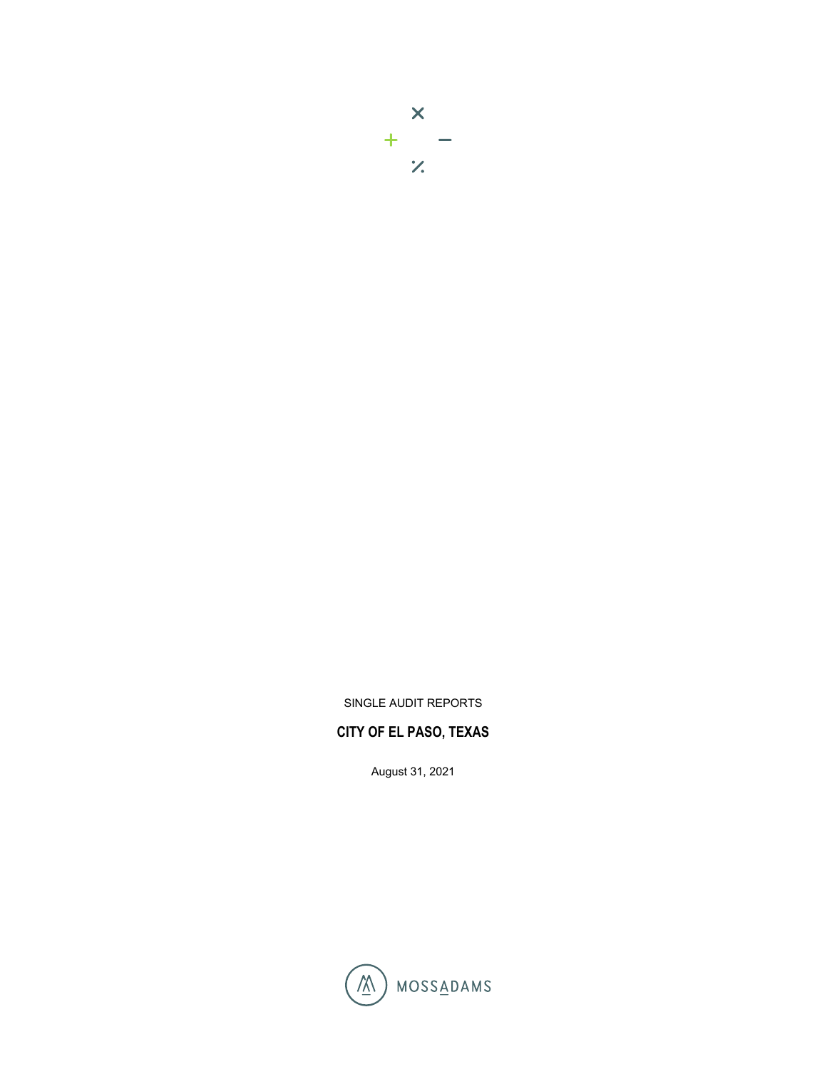SINGLE AUDIT REPORTS

# CITY OF EL PASO, TEXAS

August 31, 2021

MOSSADAMS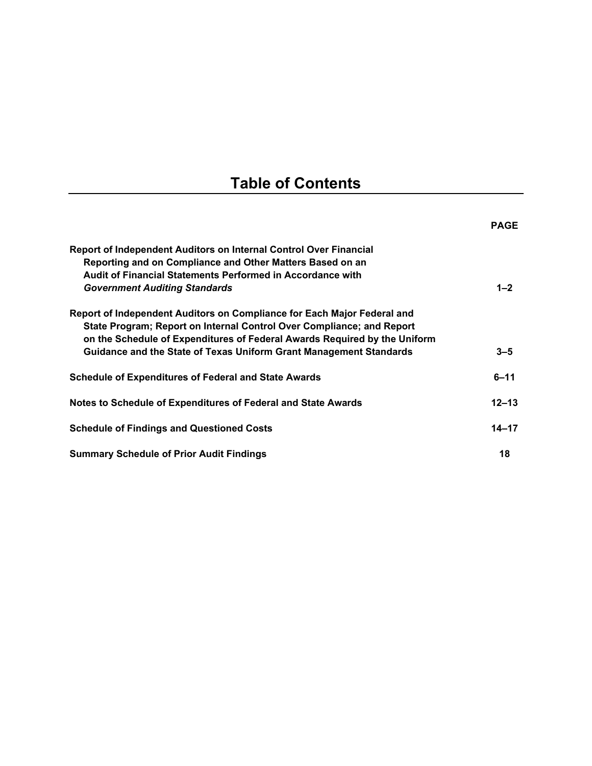# Table of Contents

| | PAGE |
|---|---|
| **Report of Independent Auditors on Internal Control Over Financial Reporting and on Compliance and Other Matters Based on an Audit of Financial Statements Performed in Accordance with *Government Auditing Standards*** | **1–2** |
| **Report of Independent Auditors on Compliance for Each Major Federal and State Program; Report on Internal Control Over Compliance; and Report on the Schedule of Expenditures of Federal Awards Required by the Uniform Guidance and the State of Texas Uniform Grant Management Standards** | **3–5** |
| **Schedule of Expenditures of Federal and State Awards** | **6–11** |
| **Notes to Schedule of Expenditures of Federal and State Awards** | **12–13** |
| **Schedule of Findings and Questioned Costs** | **14–17** |
| **Summary Schedule of Prior Audit Findings** | **18** |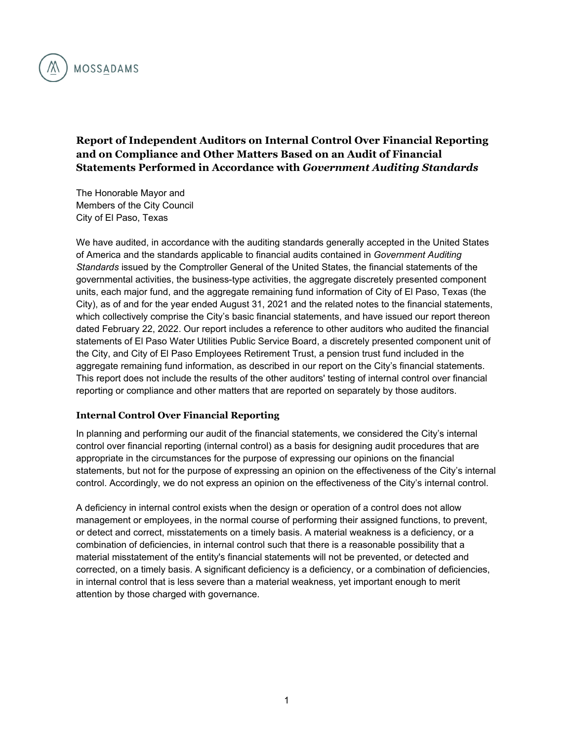MOSSADAMS

# Report of Independent Auditors on Internal Control Over Financial Reporting and on Compliance and Other Matters Based on an Audit of Financial Statements Performed in Accordance with *Government Auditing Standards*

The Honorable Mayor and
Members of the City Council
City of El Paso, Texas

We have audited, in accordance with the auditing standards generally accepted in the United States of America and the standards applicable to financial audits contained in *Government Auditing Standards* issued by the Comptroller General of the United States, the financial statements of the governmental activities, the business-type activities, the aggregate discretely presented component units, each major fund, and the aggregate remaining fund information of City of El Paso, Texas (the City), as of and for the year ended August 31, 2021 and the related notes to the financial statements, which collectively comprise the City's basic financial statements, and have issued our report thereon dated February 22, 2022. Our report includes a reference to other auditors who audited the financial statements of El Paso Water Utilities Public Service Board, a discretely presented component unit of the City, and City of El Paso Employees Retirement Trust, a pension trust fund included in the aggregate remaining fund information, as described in our report on the City's financial statements. This report does not include the results of the other auditors' testing of internal control over financial reporting or compliance and other matters that are reported on separately by those auditors.

## Internal Control Over Financial Reporting

In planning and performing our audit of the financial statements, we considered the City's internal control over financial reporting (internal control) as a basis for designing audit procedures that are appropriate in the circumstances for the purpose of expressing our opinions on the financial statements, but not for the purpose of expressing an opinion on the effectiveness of the City's internal control. Accordingly, we do not express an opinion on the effectiveness of the City's internal control.

A deficiency in internal control exists when the design or operation of a control does not allow management or employees, in the normal course of performing their assigned functions, to prevent, or detect and correct, misstatements on a timely basis. A material weakness is a deficiency, or a combination of deficiencies, in internal control such that there is a reasonable possibility that a material misstatement of the entity's financial statements will not be prevented, or detected and corrected, on a timely basis. A significant deficiency is a deficiency, or a combination of deficiencies, in internal control that is less severe than a material weakness, yet important enough to merit attention by those charged with governance.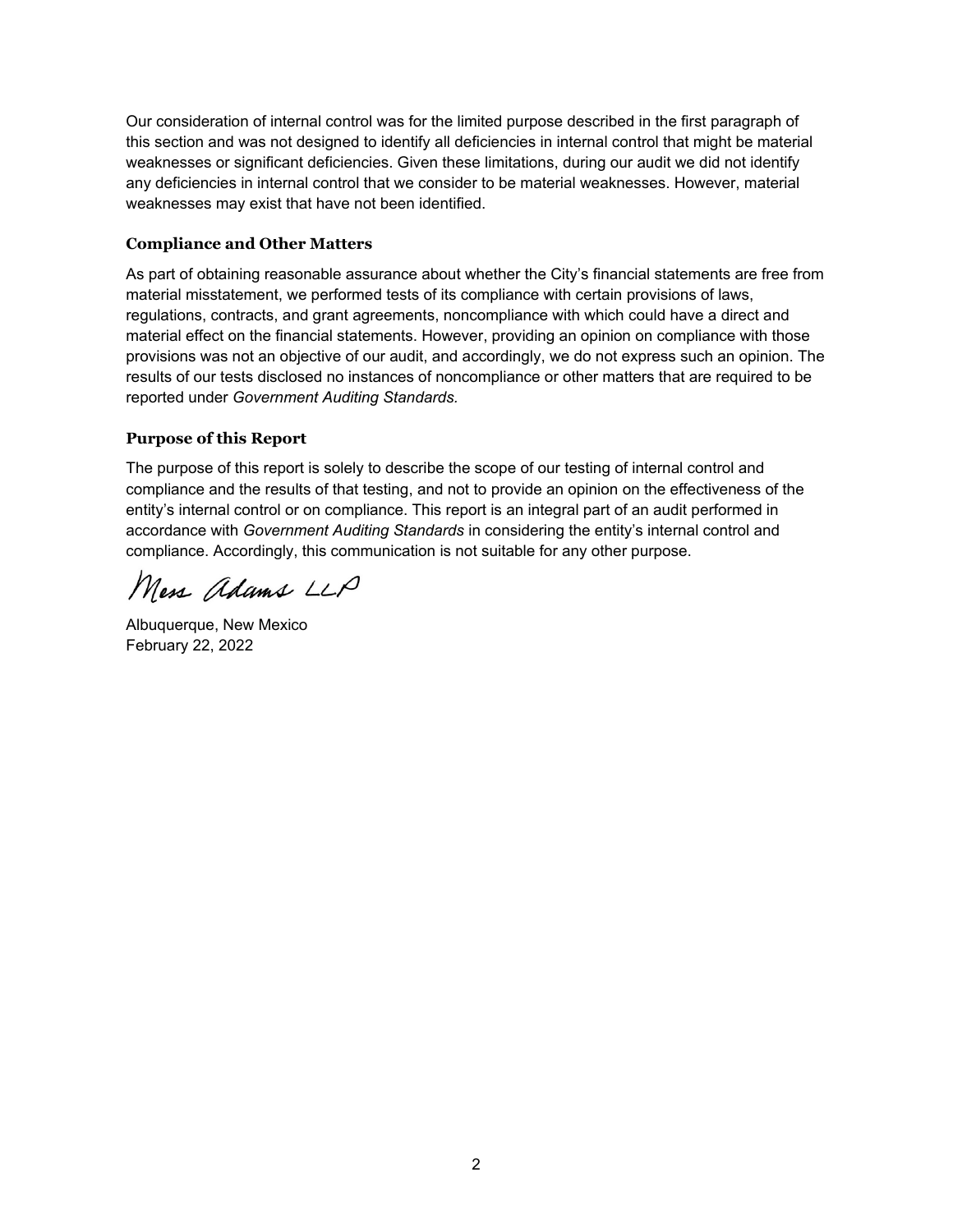Our consideration of internal control was for the limited purpose described in the first paragraph of this section and was not designed to identify all deficiencies in internal control that might be material weaknesses or significant deficiencies. Given these limitations, during our audit we did not identify any deficiencies in internal control that we consider to be material weaknesses. However, material weaknesses may exist that have not been identified.

### Compliance and Other Matters

As part of obtaining reasonable assurance about whether the City's financial statements are free from material misstatement, we performed tests of its compliance with certain provisions of laws, regulations, contracts, and grant agreements, noncompliance with which could have a direct and material effect on the financial statements. However, providing an opinion on compliance with those provisions was not an objective of our audit, and accordingly, we do not express such an opinion. The results of our tests disclosed no instances of noncompliance or other matters that are required to be reported under *Government Auditing Standards.*

### Purpose of this Report

The purpose of this report is solely to describe the scope of our testing of internal control and compliance and the results of that testing, and not to provide an opinion on the effectiveness of the entity's internal control or on compliance. This report is an integral part of an audit performed in accordance with *Government Auditing Standards* in considering the entity's internal control and compliance. Accordingly, this communication is not suitable for any other purpose.

Moss Adams LLP

Albuquerque, New Mexico
February 22, 2022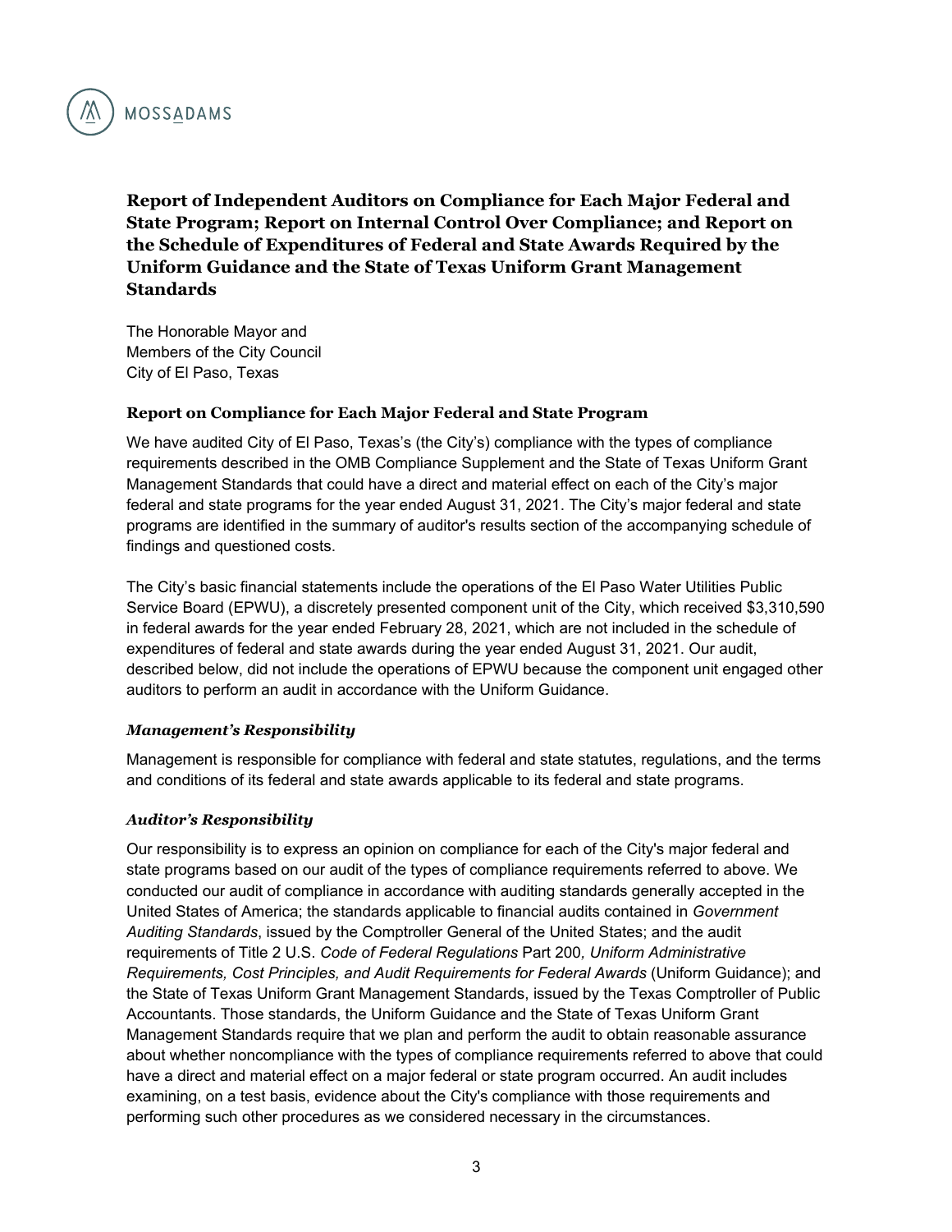# Report of Independent Auditors on Compliance for Each Major Federal and State Program; Report on Internal Control Over Compliance; and Report on the Schedule of Expenditures of Federal and State Awards Required by the Uniform Guidance and the State of Texas Uniform Grant Management Standards

The Honorable Mayor and
Members of the City Council
City of El Paso, Texas

## Report on Compliance for Each Major Federal and State Program

We have audited City of El Paso, Texas's (the City's) compliance with the types of compliance requirements described in the OMB Compliance Supplement and the State of Texas Uniform Grant Management Standards that could have a direct and material effect on each of the City's major federal and state programs for the year ended August 31, 2021. The City's major federal and state programs are identified in the summary of auditor's results section of the accompanying schedule of findings and questioned costs.

The City's basic financial statements include the operations of the El Paso Water Utilities Public Service Board (EPWU), a discretely presented component unit of the City, which received $3,310,590 in federal awards for the year ended February 28, 2021, which are not included in the schedule of expenditures of federal and state awards during the year ended August 31, 2021. Our audit, described below, did not include the operations of EPWU because the component unit engaged other auditors to perform an audit in accordance with the Uniform Guidance.

### *Management's Responsibility*

Management is responsible for compliance with federal and state statutes, regulations, and the terms and conditions of its federal and state awards applicable to its federal and state programs.

### *Auditor's Responsibility*

Our responsibility is to express an opinion on compliance for each of the City's major federal and state programs based on our audit of the types of compliance requirements referred to above. We conducted our audit of compliance in accordance with auditing standards generally accepted in the United States of America; the standards applicable to financial audits contained in *Government Auditing Standards*, issued by the Comptroller General of the United States; and the audit requirements of Title 2 U.S. *Code of Federal Regulations* Part 200*, Uniform Administrative Requirements, Cost Principles, and Audit Requirements for Federal Awards* (Uniform Guidance); and the State of Texas Uniform Grant Management Standards, issued by the Texas Comptroller of Public Accountants. Those standards, the Uniform Guidance and the State of Texas Uniform Grant Management Standards require that we plan and perform the audit to obtain reasonable assurance about whether noncompliance with the types of compliance requirements referred to above that could have a direct and material effect on a major federal or state program occurred. An audit includes examining, on a test basis, evidence about the City's compliance with those requirements and performing such other procedures as we considered necessary in the circumstances.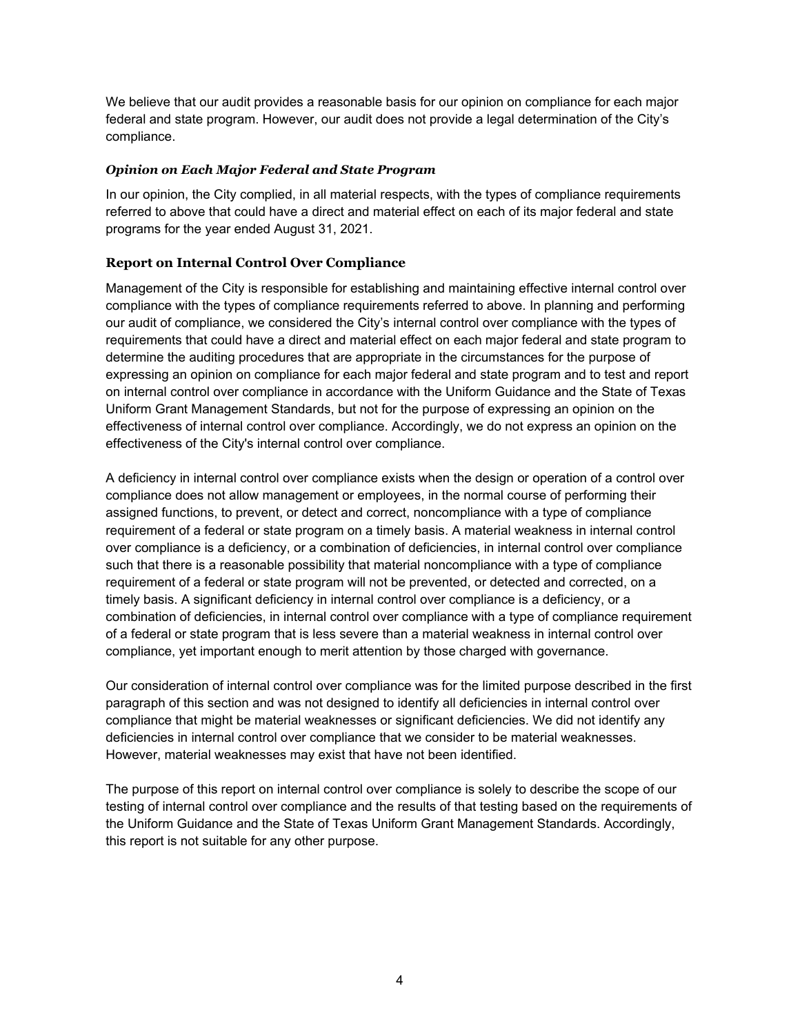We believe that our audit provides a reasonable basis for our opinion on compliance for each major federal and state program. However, our audit does not provide a legal determination of the City's compliance.

### *Opinion on Each Major Federal and State Program*

In our opinion, the City complied, in all material respects, with the types of compliance requirements referred to above that could have a direct and material effect on each of its major federal and state programs for the year ended August 31, 2021.

## Report on Internal Control Over Compliance

Management of the City is responsible for establishing and maintaining effective internal control over compliance with the types of compliance requirements referred to above. In planning and performing our audit of compliance, we considered the City's internal control over compliance with the types of requirements that could have a direct and material effect on each major federal and state program to determine the auditing procedures that are appropriate in the circumstances for the purpose of expressing an opinion on compliance for each major federal and state program and to test and report on internal control over compliance in accordance with the Uniform Guidance and the State of Texas Uniform Grant Management Standards, but not for the purpose of expressing an opinion on the effectiveness of internal control over compliance. Accordingly, we do not express an opinion on the effectiveness of the City's internal control over compliance.

A deficiency in internal control over compliance exists when the design or operation of a control over compliance does not allow management or employees, in the normal course of performing their assigned functions, to prevent, or detect and correct, noncompliance with a type of compliance requirement of a federal or state program on a timely basis. A material weakness in internal control over compliance is a deficiency, or a combination of deficiencies, in internal control over compliance such that there is a reasonable possibility that material noncompliance with a type of compliance requirement of a federal or state program will not be prevented, or detected and corrected, on a timely basis. A significant deficiency in internal control over compliance is a deficiency, or a combination of deficiencies, in internal control over compliance with a type of compliance requirement of a federal or state program that is less severe than a material weakness in internal control over compliance, yet important enough to merit attention by those charged with governance.

Our consideration of internal control over compliance was for the limited purpose described in the first paragraph of this section and was not designed to identify all deficiencies in internal control over compliance that might be material weaknesses or significant deficiencies. We did not identify any deficiencies in internal control over compliance that we consider to be material weaknesses. However, material weaknesses may exist that have not been identified.

The purpose of this report on internal control over compliance is solely to describe the scope of our testing of internal control over compliance and the results of that testing based on the requirements of the Uniform Guidance and the State of Texas Uniform Grant Management Standards. Accordingly, this report is not suitable for any other purpose.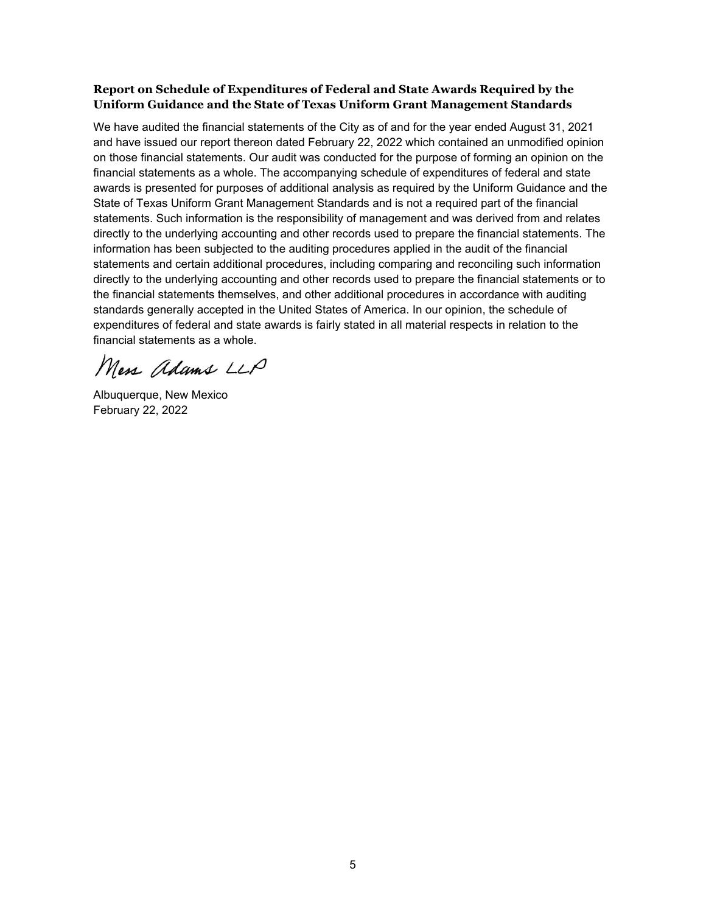**Report on Schedule of Expenditures of Federal and State Awards Required by the Uniform Guidance and the State of Texas Uniform Grant Management Standards**

We have audited the financial statements of the City as of and for the year ended August 31, 2021 and have issued our report thereon dated February 22, 2022 which contained an unmodified opinion on those financial statements. Our audit was conducted for the purpose of forming an opinion on the financial statements as a whole. The accompanying schedule of expenditures of federal and state awards is presented for purposes of additional analysis as required by the Uniform Guidance and the State of Texas Uniform Grant Management Standards and is not a required part of the financial statements. Such information is the responsibility of management and was derived from and relates directly to the underlying accounting and other records used to prepare the financial statements. The information has been subjected to the auditing procedures applied in the audit of the financial statements and certain additional procedures, including comparing and reconciling such information directly to the underlying accounting and other records used to prepare the financial statements or to the financial statements themselves, and other additional procedures in accordance with auditing standards generally accepted in the United States of America. In our opinion, the schedule of expenditures of federal and state awards is fairly stated in all material respects in relation to the financial statements as a whole.

Moss Adams LLP

Albuquerque, New Mexico
February 22, 2022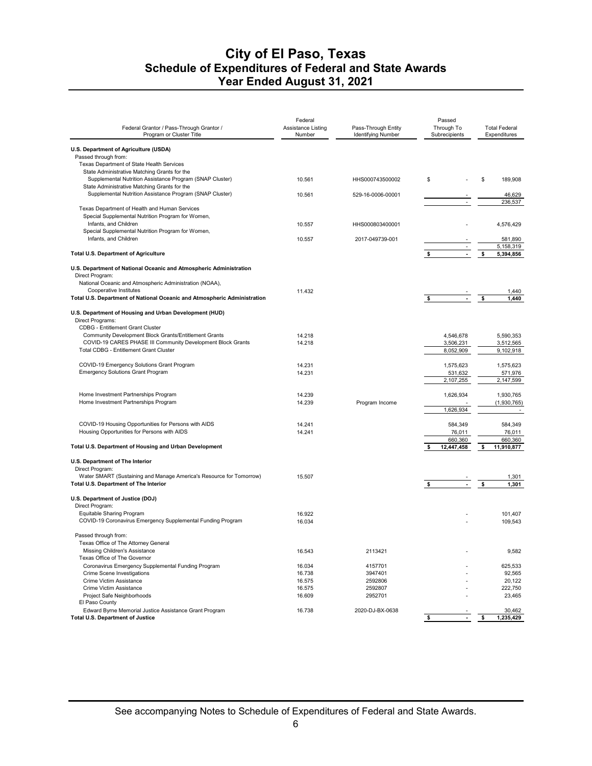# City of El Paso, Texas
## Schedule of Expenditures of Federal and State Awards
### Year Ended August 31, 2021

| Federal Grantor / Pass-Through Grantor / Program or Cluster Title | Federal Assistance Listing Number | Pass-Through Entity Identifying Number | Passed Through To Subrecipients | Total Federal Expenditures |
|---|---|---|---|---|
| **U.S. Department of Agriculture (USDA)** | | | | |
| Passed through from: | | | | |
| Texas Department of State Health Services | | | | |
| State Administrative Matching Grants for the Supplemental Nutrition Assistance Program (SNAP Cluster) | 10.561 | HHS000743500002 | $ - | $ 189,908 |
| State Administrative Matching Grants for the Supplemental Nutrition Assistance Program (SNAP Cluster) | 10.561 | 529-16-0006-00001 | - | 46,629 |
| | | | - | 236,537 |
| Texas Department of Health and Human Services | | | | |
| Special Supplemental Nutrition Program for Women, Infants, and Children | 10.557 | HHS000803400001 | - | 4,576,429 |
| Special Supplemental Nutrition Program for Women, Infants, and Children | 10.557 | 2017-049739-001 | - | 581,890 |
| | | | - | 5,158,319 |
| **Total U.S. Department of Agriculture** | | | **$ -** | **$ 5,394,856** |
| **U.S. Department of National Oceanic and Atmospheric Administration** | | | | |
| Direct Program: | | | | |
| National Oceanic and Atmospheric Administration (NOAA), Cooperative Institutes | 11.432 | | - | 1,440 |
| **Total U.S. Department of National Oceanic and Atmospheric Administration** | | | **$ -** | **$ 1,440** |
| **U.S. Department of Housing and Urban Development (HUD)** | | | | |
| Direct Programs: | | | | |
| CDBG - Entitlement Grant Cluster | | | | |
| Community Development Block Grants/Entitlement Grants | 14.218 | | 4,546,678 | 5,590,353 |
| COVID-19 CARES PHASE III Community Development Block Grants | 14.218 | | 3,506,231 | 3,512,565 |
| Total CDBG - Entitlement Grant Cluster | | | 8,052,909 | 9,102,918 |
| COVID-19 Emergency Solutions Grant Program | 14.231 | | 1,575,623 | 1,575,623 |
| Emergency Solutions Grant Program | 14.231 | | 531,632 | 571,976 |
| | | | 2,107,255 | 2,147,599 |
| Home Investment Partnerships Program | 14.239 | | 1,626,934 | 1,930,765 |
| Home Investment Partnerships Program | 14.239 | Program Income | - | (1,930,765) |
| | | | 1,626,934 | - |
| COVID-19 Housing Opportunities for Persons with AIDS | 14.241 | | 584,349 | 584,349 |
| Housing Opportunities for Persons with AIDS | 14.241 | | 76,011 | 76,011 |
| | | | 660,360 | 660,360 |
| **Total U.S. Department of Housing and Urban Development** | | | **$ 12,447,458** | **$ 11,910,877** |
| **U.S. Department of The Interior** | | | | |
| Direct Program: | | | | |
| Water SMART (Sustaining and Manage America's Resource for Tomorrow) | 15.507 | | - | 1,301 |
| **Total U.S. Department of The Interior** | | | **$ -** | **$ 1,301** |
| **U.S. Department of Justice (DOJ)** | | | | |
| Direct Program: | | | | |
| Equitable Sharing Program | 16.922 | | - | 101,407 |
| COVID-19 Coronavirus Emergency Supplemental Funding Program | 16.034 | | - | 109,543 |
| Passed through from: | | | | |
| Texas Office of The Attorney General | | | | |
| Missing Children's Assistance | 16.543 | 2113421 | - | 9,582 |
| Texas Office of The Governor | | | | |
| Coronavirus Emergency Supplemental Funding Program | 16.034 | 4157701 | - | 625,533 |
| Crime Scene Investigations | 16.738 | 3947401 | - | 92,565 |
| Crime Victim Assistance | 16.575 | 2592806 | - | 20,122 |
| Crime Victim Assistance | 16.575 | 2592807 | - | 222,750 |
| Project Safe Neighborhoods | 16.609 | 2952701 | - | 23,465 |
| El Paso County | | | | |
| Edward Byrne Memorial Justice Assistance Grant Program | 16.738 | 2020-DJ-BX-0638 | - | 30,462 |
| **Total U.S. Department of Justice** | | | **$ -** | **$ 1,235,429** |

See accompanying Notes to Schedule of Expenditures of Federal and State Awards.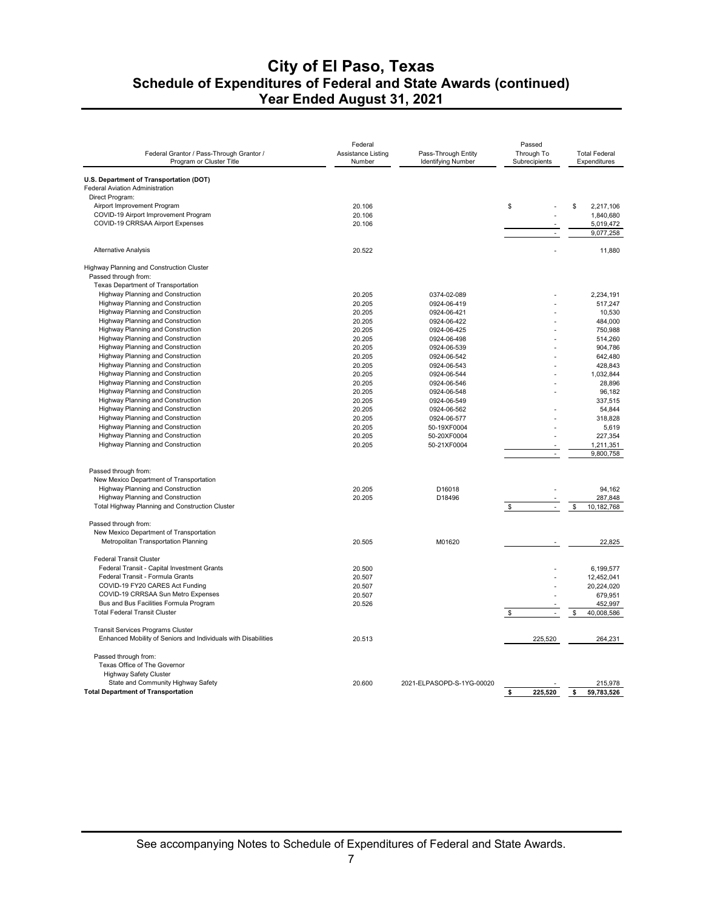# City of El Paso, Texas
## Schedule of Expenditures of Federal and State Awards (continued)
## Year Ended August 31, 2021

| Federal Grantor / Pass-Through Grantor / Program or Cluster Title | Federal Assistance Listing Number | Pass-Through Entity Identifying Number | Passed Through To Subrecipients | Total Federal Expenditures |
|---|---|---|---|---|
| **U.S. Department of Transportation (DOT)** | | | | |
| Federal Aviation Administration | | | | |
| Direct Program: | | | | |
| Airport Improvement Program | 20.106 | | $ - | $ 2,217,106 |
| COVID-19 Airport Improvement Program | 20.106 | | - | 1,840,680 |
| COVID-19 CRRSAA Airport Expenses | 20.106 | | - | 5,019,472 |
| | | | - | 9,077,258 |
| Alternative Analysis | 20.522 | | - | 11,880 |
| Highway Planning and Construction Cluster | | | | |
| Passed through from: | | | | |
| Texas Department of Transportation | | | | |
| Highway Planning and Construction | 20.205 | 0374-02-089 | - | 2,234,191 |
| Highway Planning and Construction | 20.205 | 0924-06-419 | - | 517,247 |
| Highway Planning and Construction | 20.205 | 0924-06-421 | - | 10,530 |
| Highway Planning and Construction | 20.205 | 0924-06-422 | - | 484,000 |
| Highway Planning and Construction | 20.205 | 0924-06-425 | - | 750,988 |
| Highway Planning and Construction | 20.205 | 0924-06-498 | - | 514,260 |
| Highway Planning and Construction | 20.205 | 0924-06-539 | - | 904,786 |
| Highway Planning and Construction | 20.205 | 0924-06-542 | - | 642,480 |
| Highway Planning and Construction | 20.205 | 0924-06-543 | - | 428,843 |
| Highway Planning and Construction | 20.205 | 0924-06-544 | - | 1,032,844 |
| Highway Planning and Construction | 20.205 | 0924-06-546 | - | 28,896 |
| Highway Planning and Construction | 20.205 | 0924-06-548 | - | 96,182 |
| Highway Planning and Construction | 20.205 | 0924-06-549 | | 337,515 |
| Highway Planning and Construction | 20.205 | 0924-06-562 | - | 54,844 |
| Highway Planning and Construction | 20.205 | 0924-06-577 | - | 318,828 |
| Highway Planning and Construction | 20.205 | 50-19XF0004 | - | 5,619 |
| Highway Planning and Construction | 20.205 | 50-20XF0004 | - | 227,354 |
| Highway Planning and Construction | 20.205 | 50-21XF0004 | - | 1,211,351 |
| | | | - | 9,800,758 |
| Passed through from: | | | | |
| New Mexico Department of Transportation | | | | |
| Highway Planning and Construction | 20.205 | D16018 | - | 94,162 |
| Highway Planning and Construction | 20.205 | D18496 | - | 287,848 |
| Total Highway Planning and Construction Cluster | | | $ - | $ 10,182,768 |
| Passed through from: | | | | |
| New Mexico Department of Transportation | | | | |
| Metropolitan Transportation Planning | 20.505 | M01620 | - | 22,825 |
| Federal Transit Cluster | | | | |
| Federal Transit - Capital Investment Grants | 20.500 | | - | 6,199,577 |
| Federal Transit - Formula Grants | 20.507 | | - | 12,452,041 |
| COVID-19 FY20 CARES Act Funding | 20.507 | | - | 20,224,020 |
| COVID-19 CRRSAA Sun Metro Expenses | 20.507 | | - | 679,951 |
| Bus and Bus Facilities Formula Program | 20.526 | | - | 452,997 |
| Total Federal Transit Cluster | | | $ - | $ 40,008,586 |
| Transit Services Programs Cluster | | | | |
| Enhanced Mobility of Seniors and Individuals with Disabilities | 20.513 | | 225,520 | 264,231 |
| Passed through from: | | | | |
| Texas Office of The Governor | | | | |
| Highway Safety Cluster | | | | |
| State and Community Highway Safety | 20.600 | 2021-ELPASOPD-S-1YG-00020 | - | 215,978 |
| **Total Department of Transportation** | | | **$ 225,520** | **$ 59,783,526** |

See accompanying Notes to Schedule of Expenditures of Federal and State Awards.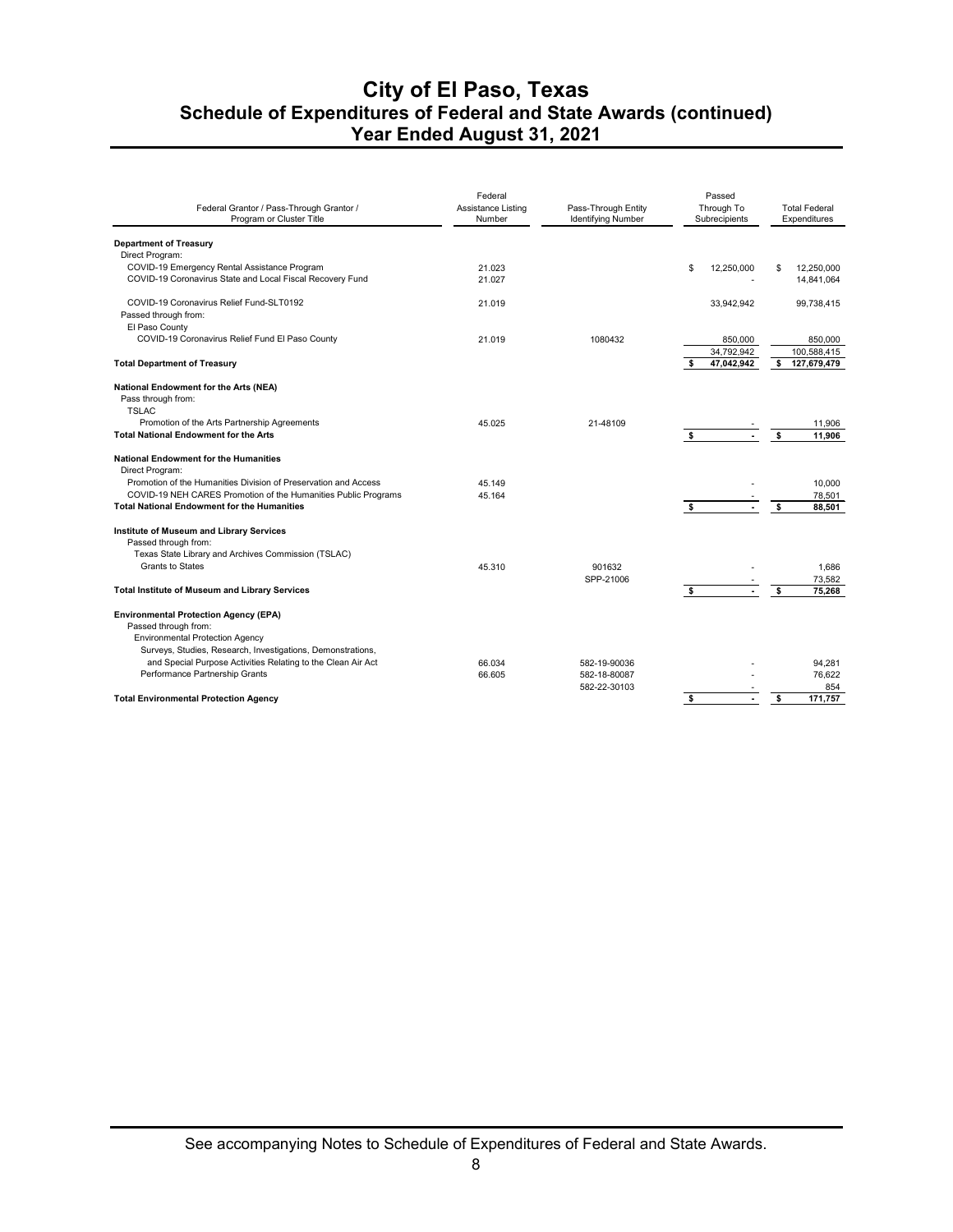# City of El Paso, Texas
## Schedule of Expenditures of Federal and State Awards (continued)
## Year Ended August 31, 2021

| Federal Grantor / Pass-Through Grantor / Program or Cluster Title | Federal Assistance Listing Number | Pass-Through Entity Identifying Number | Passed Through To Subrecipients | Total Federal Expenditures |
|---|---|---|---|---|
| **Department of Treasury** | | | | |
| Direct Program: | | | | |
| COVID-19 Emergency Rental Assistance Program | 21.023 | | $ 12,250,000 | $ 12,250,000 |
| COVID-19 Coronavirus State and Local Fiscal Recovery Fund | 21.027 | | - | 14,841,064 |
| COVID-19 Coronavirus Relief Fund-SLT0192 | 21.019 | | 33,942,942 | 99,738,415 |
| Passed through from: | | | | |
| El Paso County | | | | |
| COVID-19 Coronavirus Relief Fund El Paso County | 21.019 | 1080432 | 850,000 | 850,000 |
| | | | 34,792,942 | 100,588,415 |
| **Total Department of Treasury** | | | $ 47,042,942 | $ 127,679,479 |
| **National Endowment for the Arts (NEA)** | | | | |
| Pass through from: | | | | |
| TSLAC | | | | |
| Promotion of the Arts Partnership Agreements | 45.025 | 21-48109 | - | 11,906 |
| **Total National Endowment for the Arts** | | | $ - | $ 11,906 |
| **National Endowment for the Humanities** | | | | |
| Direct Program: | | | | |
| Promotion of the Humanities Division of Preservation and Access | 45.149 | | - | 10,000 |
| COVID-19 NEH CARES Promotion of the Humanities Public Programs | 45.164 | | - | 78,501 |
| **Total National Endowment for the Humanities** | | | $ - | $ 88,501 |
| **Institute of Museum and Library Services** | | | | |
| Passed through from: | | | | |
| Texas State Library and Archives Commission (TSLAC) | | | | |
| Grants to States | 45.310 | 901632 | - | 1,686 |
| | | SPP-21006 | - | 73,582 |
| **Total Institute of Museum and Library Services** | | | $ - | $ 75,268 |
| **Environmental Protection Agency (EPA)** | | | | |
| Passed through from: | | | | |
| Environmental Protection Agency | | | | |
| Surveys, Studies, Research, Investigations, Demonstrations, and Special Purpose Activities Relating to the Clean Air Act | 66.034 | 582-19-90036 | - | 94,281 |
| Performance Partnership Grants | 66.605 | 582-18-80087 | - | 76,622 |
| | | 582-22-30103 | - | 854 |
| **Total Environmental Protection Agency** | | | $ - | $ 171,757 |

See accompanying Notes to Schedule of Expenditures of Federal and State Awards.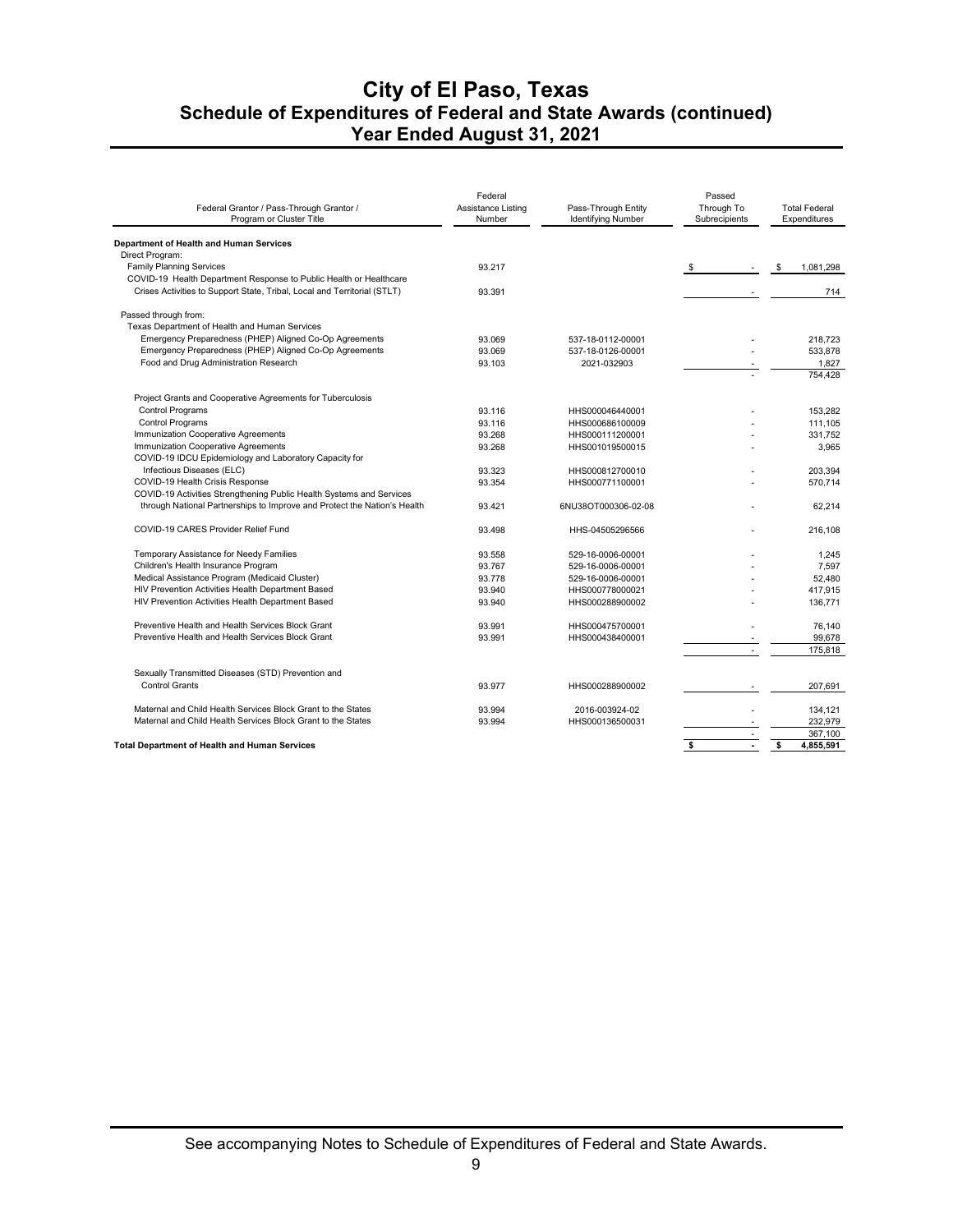# City of El Paso, Texas
## Schedule of Expenditures of Federal and State Awards (continued)
## Year Ended August 31, 2021

| Federal Grantor / Pass-Through Grantor / Program or Cluster Title | Federal Assistance Listing Number | Pass-Through Entity Identifying Number | Passed Through To Subrecipients | Total Federal Expenditures |
|---|---|---|---|---|
| **Department of Health and Human Services** | | | | |
| Direct Program: | | | | |
| Family Planning Services | 93.217 | | $ - | $ 1,081,298 |
| COVID-19 Health Department Response to Public Health or Healthcare Crises Activities to Support State, Tribal, Local and Territorial (STLT) | 93.391 | | - | 714 |
| Passed through from: | | | | |
| Texas Department of Health and Human Services | | | | |
| Emergency Preparedness (PHEP) Aligned Co-Op Agreements | 93.069 | 537-18-0112-00001 | - | 218,723 |
| Emergency Preparedness (PHEP) Aligned Co-Op Agreements | 93.069 | 537-18-0126-00001 | - | 533,878 |
| Food and Drug Administration Research | 93.103 | 2021-032903 | - | 1,827 |
| | | | - | 754,428 |
| Project Grants and Cooperative Agreements for Tuberculosis Control Programs | 93.116 | HHS000046440001 | - | 153,282 |
| Control Programs | 93.116 | HHS000686100009 | - | 111,105 |
| Immunization Cooperative Agreements | 93.268 | HHS000111200001 | - | 331,752 |
| Immunization Cooperative Agreements | 93.268 | HHS001019500015 | - | 3,965 |
| COVID-19 IDCU Epidemiology and Laboratory Capacity for Infectious Diseases (ELC) | 93.323 | HHS000812700010 | - | 203,394 |
| COVID-19 Health Crisis Response | 93.354 | HHS000771100001 | - | 570,714 |
| COVID-19 Activities Strengthening Public Health Systems and Services through National Partnerships to Improve and Protect the Nation's Health | 93.421 | 6NU38OT000306-02-08 | - | 62,214 |
| COVID-19 CARES Provider Relief Fund | 93.498 | HHS-04505296566 | - | 216,108 |
| Temporary Assistance for Needy Families | 93.558 | 529-16-0006-00001 | - | 1,245 |
| Children's Health Insurance Program | 93.767 | 529-16-0006-00001 | - | 7,597 |
| Medical Assistance Program (Medicaid Cluster) | 93.778 | 529-16-0006-00001 | - | 52,480 |
| HIV Prevention Activities Health Department Based | 93.940 | HHS000778000021 | - | 417,915 |
| HIV Prevention Activities Health Department Based | 93.940 | HHS000288900002 | - | 136,771 |
| Preventive Health and Health Services Block Grant | 93.991 | HHS000475700001 | - | 76,140 |
| Preventive Health and Health Services Block Grant | 93.991 | HHS000438400001 | - | 99,678 |
| | | | - | 175,818 |
| Sexually Transmitted Diseases (STD) Prevention and Control Grants | 93.977 | HHS000288900002 | - | 207,691 |
| Maternal and Child Health Services Block Grant to the States | 93.994 | 2016-003924-02 | - | 134,121 |
| Maternal and Child Health Services Block Grant to the States | 93.994 | HHS000136500031 | - | 232,979 |
| | | | - | 367,100 |
| **Total Department of Health and Human Services** | | | **$ -** | **$ 4,855,591** |

See accompanying Notes to Schedule of Expenditures of Federal and State Awards.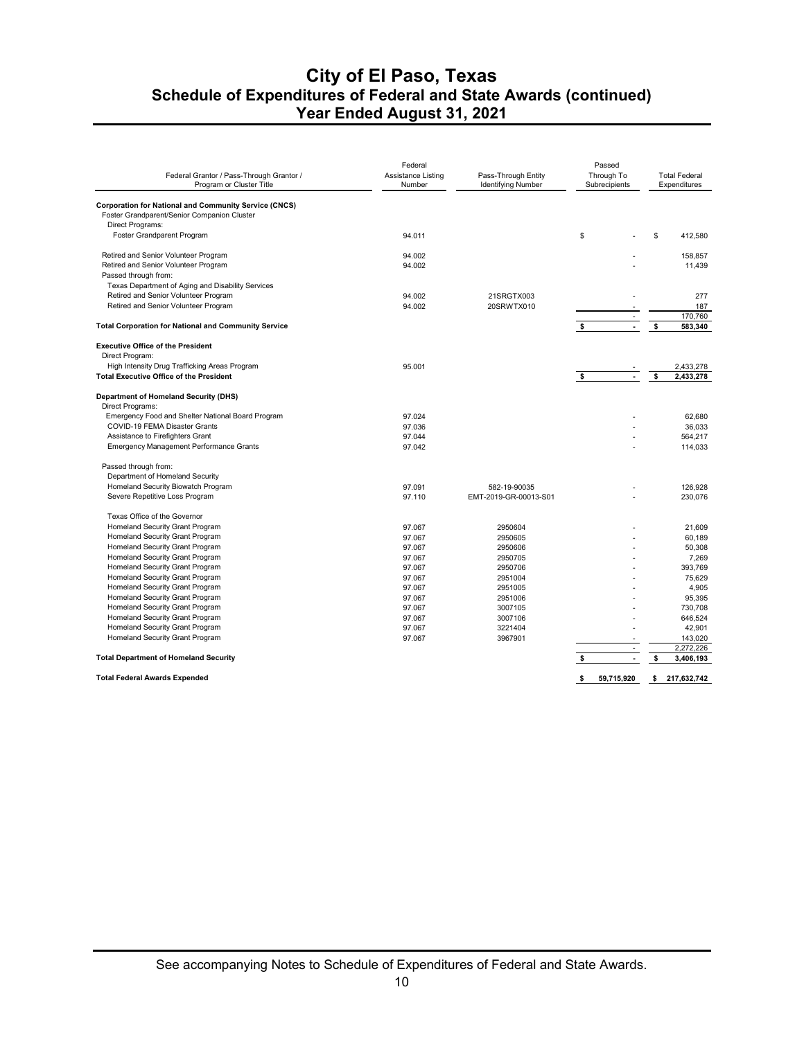# City of El Paso, Texas
## Schedule of Expenditures of Federal and State Awards (continued)
## Year Ended August 31, 2021

| Federal Grantor / Pass-Through Grantor / Program or Cluster Title | Federal Assistance Listing Number | Pass-Through Entity Identifying Number | Passed Through To Subrecipients | Total Federal Expenditures |
|---|---|---|---|---|
| **Corporation for National and Community Service (CNCS)** | | | | |
| Foster Grandparent/Senior Companion Cluster | | | | |
| Direct Programs: | | | | |
| Foster Grandparent Program | 94.011 | | $ - | $ 412,580 |
| Retired and Senior Volunteer Program | 94.002 | | - | 158,857 |
| Retired and Senior Volunteer Program | 94.002 | | - | 11,439 |
| Passed through from: | | | | |
| Texas Department of Aging and Disability Services | | | | |
| Retired and Senior Volunteer Program | 94.002 | 21SRGTX003 | - | 277 |
| Retired and Senior Volunteer Program | 94.002 | 20SRWTX010 | - | 187 |
| | | | - | 170,760 |
| **Total Corporation for National and Community Service** | | | **$ -** | **$ 583,340** |
| **Executive Office of the President** | | | | |
| Direct Program: | | | | |
| High Intensity Drug Trafficking Areas Program | 95.001 | | - | 2,433,278 |
| **Total Executive Office of the President** | | | **$ -** | **$ 2,433,278** |
| **Department of Homeland Security (DHS)** | | | | |
| Direct Programs: | | | | |
| Emergency Food and Shelter National Board Program | 97.024 | | - | 62,680 |
| COVID-19 FEMA Disaster Grants | 97.036 | | - | 36,033 |
| Assistance to Firefighters Grant | 97.044 | | - | 564,217 |
| Emergency Management Performance Grants | 97.042 | | - | 114,033 |
| Passed through from: | | | | |
| Department of Homeland Security | | | | |
| Homeland Security Biowatch Program | 97.091 | 582-19-90035 | - | 126,928 |
| Severe Repetitive Loss Program | 97.110 | EMT-2019-GR-00013-S01 | - | 230,076 |
| Texas Office of the Governor | | | | |
| Homeland Security Grant Program | 97.067 | 2950604 | - | 21,609 |
| Homeland Security Grant Program | 97.067 | 2950605 | - | 60,189 |
| Homeland Security Grant Program | 97.067 | 2950606 | - | 50,308 |
| Homeland Security Grant Program | 97.067 | 2950705 | - | 7,269 |
| Homeland Security Grant Program | 97.067 | 2950706 | - | 393,769 |
| Homeland Security Grant Program | 97.067 | 2951004 | - | 75,629 |
| Homeland Security Grant Program | 97.067 | 2951005 | - | 4,905 |
| Homeland Security Grant Program | 97.067 | 2951006 | - | 95,395 |
| Homeland Security Grant Program | 97.067 | 3007105 | - | 730,708 |
| Homeland Security Grant Program | 97.067 | 3007106 | - | 646,524 |
| Homeland Security Grant Program | 97.067 | 3221404 | - | 42,901 |
| Homeland Security Grant Program | 97.067 | 3967901 | - | 143,020 |
| | | | - | 2,272,226 |
| **Total Department of Homeland Security** | | | **$ -** | **$ 3,406,193** |
| **Total Federal Awards Expended** | | | **$ 59,715,920** | **$ 217,632,742** |

See accompanying Notes to Schedule of Expenditures of Federal and State Awards.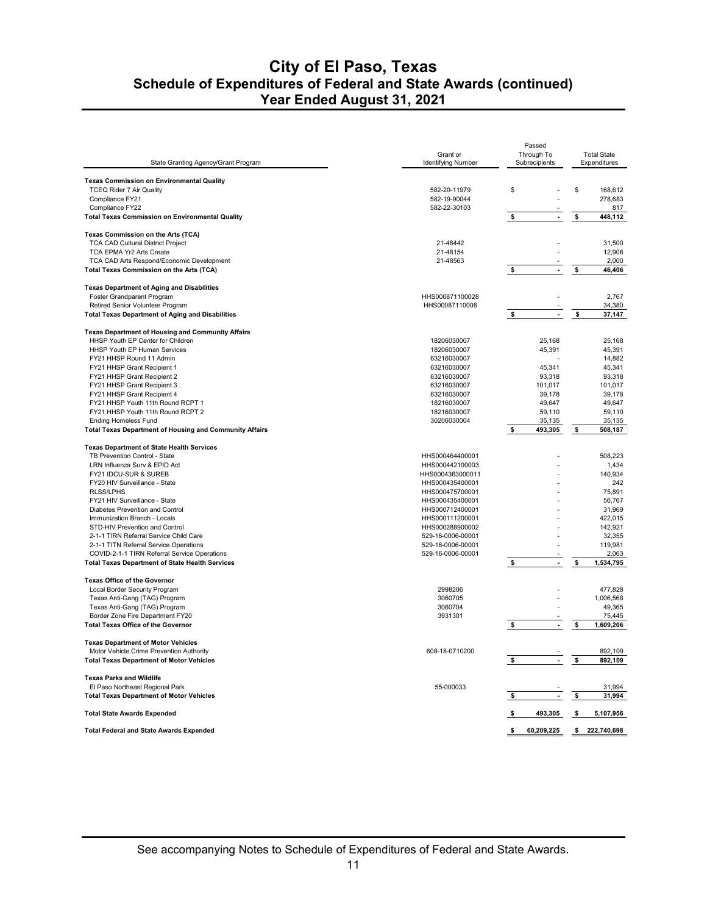# City of El Paso, Texas
## Schedule of Expenditures of Federal and State Awards (continued)
### Year Ended August 31, 2021

| State Granting Agency/Grant Program | Grant or Identifying Number | Passed Through To Subrecipients | Total State Expenditures |
|---|---|---|---|
| **Texas Commission on Environmental Quality** | | | |
| TCEQ Rider 7 Air Quality | 582-20-11979 | $ - | $ 168,612 |
| Compliance FY21 | 582-19-90044 | - | 278,683 |
| Compliance FY22 | 582-22-30103 | - | 817 |
| **Total Texas Commission on Environmental Quality** | | **$ -** | **$ 448,112** |
| **Texas Commission on the Arts (TCA)** | | | |
| TCA CAD Cultural District Project | 21-48442 | - | 31,500 |
| TCA EPMA Yr2 Arts Create | 21-48154 | - | 12,906 |
| TCA CAD Arts Respond/Economic Development | 21-48563 | - | 2,000 |
| **Total Texas Commission on the Arts (TCA)** | | **$ -** | **$ 46,406** |
| **Texas Department of Aging and Disabilities** | | | |
| Foster Grandparent Program | HHS000871100028 | - | 2,767 |
| Retired Senior Volunteer Program | HHS00087110008 | - | 34,380 |
| **Total Texas Department of Aging and Disabilities** | | **$ -** | **$ 37,147** |
| **Texas Department of Housing and Community Affairs** | | | |
| HHSP Youth EP Center for Children | 18206030007 | 25,168 | 25,168 |
| HHSP Youth EP Human Services | 18206030007 | 45,391 | 45,391 |
| FY21 HHSP Round 11 Admin | 63216030007 | - | 14,882 |
| FY21 HHSP Grant Recipient 1 | 63216030007 | 45,341 | 45,341 |
| FY21 HHSP Grant Recipient 2 | 63216030007 | 93,318 | 93,318 |
| FY21 HHSP Grant Recipient 3 | 63216030007 | 101,017 | 101,017 |
| FY21 HHSP Grant Recipient 4 | 63216030007 | 39,178 | 39,178 |
| FY21 HHSP Youth 11th Round RCPT 1 | 18216030007 | 49,647 | 49,647 |
| FY21 HHSP Youth 11th Round RCPT 2 | 18216030007 | 59,110 | 59,110 |
| Ending Homeless Fund | 30206030004 | 35,135 | 35,135 |
| **Total Texas Department of Housing and Community Affairs** | | **$ 493,305** | **$ 508,187** |
| **Texas Department of State Health Services** | | | |
| TB Prevention Control - State | HHS000464400001 | - | 508,223 |
| LRN Influenza Surv & EPID Act | HHS000442100003 | - | 1,434 |
| FY21 IDCU-SUR & SUREB | HHS0004363000011 | - | 140,934 |
| FY20 HIV Surveillance - State | HHS000435400001 | - | 242 |
| RLSS/LPHS | HHS000475700001 | - | 75,891 |
| FY21 HIV Surveillance - State | HHS000435400001 | - | 56,767 |
| Diabetes Prevention and Control | HHS000712400001 | - | 31,969 |
| Immunization Branch - Locals | HHS000111200001 | - | 422,015 |
| STD-HIV Prevention and Control | HHS000288900002 | - | 142,921 |
| 2-1-1 TIRN Referral Service Child Care | 529-16-0006-00001 | - | 32,355 |
| 2-1-1 TITN Referral Service Operations | 529-16-0006-00001 | - | 119,981 |
| COVID-2-1-1 TIRN Referral Service Operations | 529-16-0006-00001 | - | 2,063 |
| **Total Texas Department of State Health Services** | | **$ -** | **$ 1,534,795** |
| **Texas Office of the Governor** | | | |
| Local Border Security Program | 2998206 | - | 477,828 |
| Texas Anti-Gang (TAG) Program | 3060705 | - | 1,006,568 |
| Texas Anti-Gang (TAG) Program | 3060704 | - | 49,365 |
| Border Zone Fire Department FY20 | 3931301 | - | 75,445 |
| **Total Texas Office of the Governor** | | **$ -** | **$ 1,609,206** |
| **Texas Department of Motor Vehicles** | | | |
| Motor Vehicle Crime Prevention Authority | 608-18-0710200 | - | 892,109 |
| **Total Texas Department of Motor Vehicles** | | **$ -** | **$ 892,109** |
| **Texas Parks and Wildlife** | | | |
| El Paso Northeast Regional Park | 55-000033 | - | 31,994 |
| **Total Texas Department of Motor Vehicles** | | **$ -** | **$ 31,994** |
| **Total State Awards Expended** | | **$ 493,305** | **$ 5,107,956** |
| **Total Federal and State Awards Expended** | | **$ 60,209,225** | **$ 222,740,698** |

See accompanying Notes to Schedule of Expenditures of Federal and State Awards.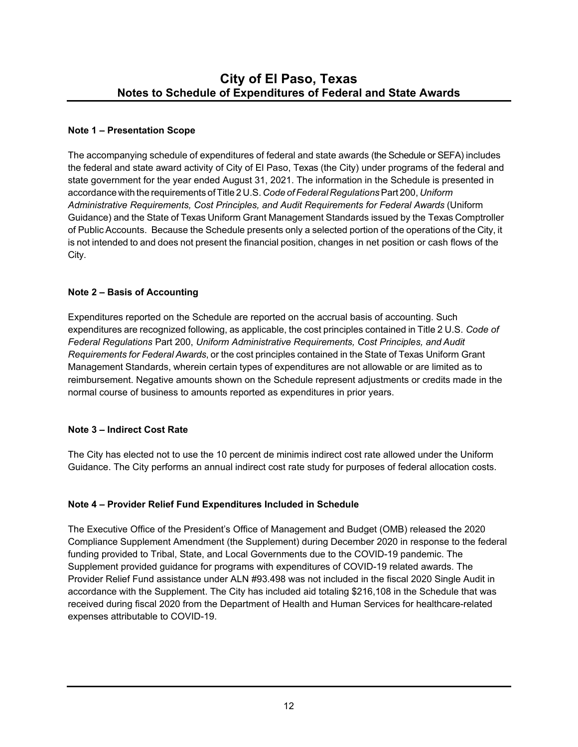# City of El Paso, Texas
## Notes to Schedule of Expenditures of Federal and State Awards

**Note 1 – Presentation Scope**

The accompanying schedule of expenditures of federal and state awards (the Schedule or SEFA) includes the federal and state award activity of City of El Paso, Texas (the City) under programs of the federal and state government for the year ended August 31, 2021. The information in the Schedule is presented in accordance with the requirements of Title 2 U.S. *Code of Federal Regulations* Part 200, *Uniform Administrative Requirements, Cost Principles, and Audit Requirements for Federal Awards* (Uniform Guidance) and the State of Texas Uniform Grant Management Standards issued by the Texas Comptroller of Public Accounts. Because the Schedule presents only a selected portion of the operations of the City, it is not intended to and does not present the financial position, changes in net position or cash flows of the City.

**Note 2 – Basis of Accounting**

Expenditures reported on the Schedule are reported on the accrual basis of accounting. Such expenditures are recognized following, as applicable, the cost principles contained in Title 2 U.S. *Code of Federal Regulations* Part 200, *Uniform Administrative Requirements, Cost Principles, and Audit Requirements for Federal Awards*, or the cost principles contained in the State of Texas Uniform Grant Management Standards, wherein certain types of expenditures are not allowable or are limited as to reimbursement. Negative amounts shown on the Schedule represent adjustments or credits made in the normal course of business to amounts reported as expenditures in prior years.

**Note 3 – Indirect Cost Rate**

The City has elected not to use the 10 percent de minimis indirect cost rate allowed under the Uniform Guidance. The City performs an annual indirect cost rate study for purposes of federal allocation costs.

**Note 4 – Provider Relief Fund Expenditures Included in Schedule**

The Executive Office of the President's Office of Management and Budget (OMB) released the 2020 Compliance Supplement Amendment (the Supplement) during December 2020 in response to the federal funding provided to Tribal, State, and Local Governments due to the COVID-19 pandemic. The Supplement provided guidance for programs with expenditures of COVID-19 related awards. The Provider Relief Fund assistance under ALN #93.498 was not included in the fiscal 2020 Single Audit in accordance with the Supplement. The City has included aid totaling $216,108 in the Schedule that was received during fiscal 2020 from the Department of Health and Human Services for healthcare-related expenses attributable to COVID-19.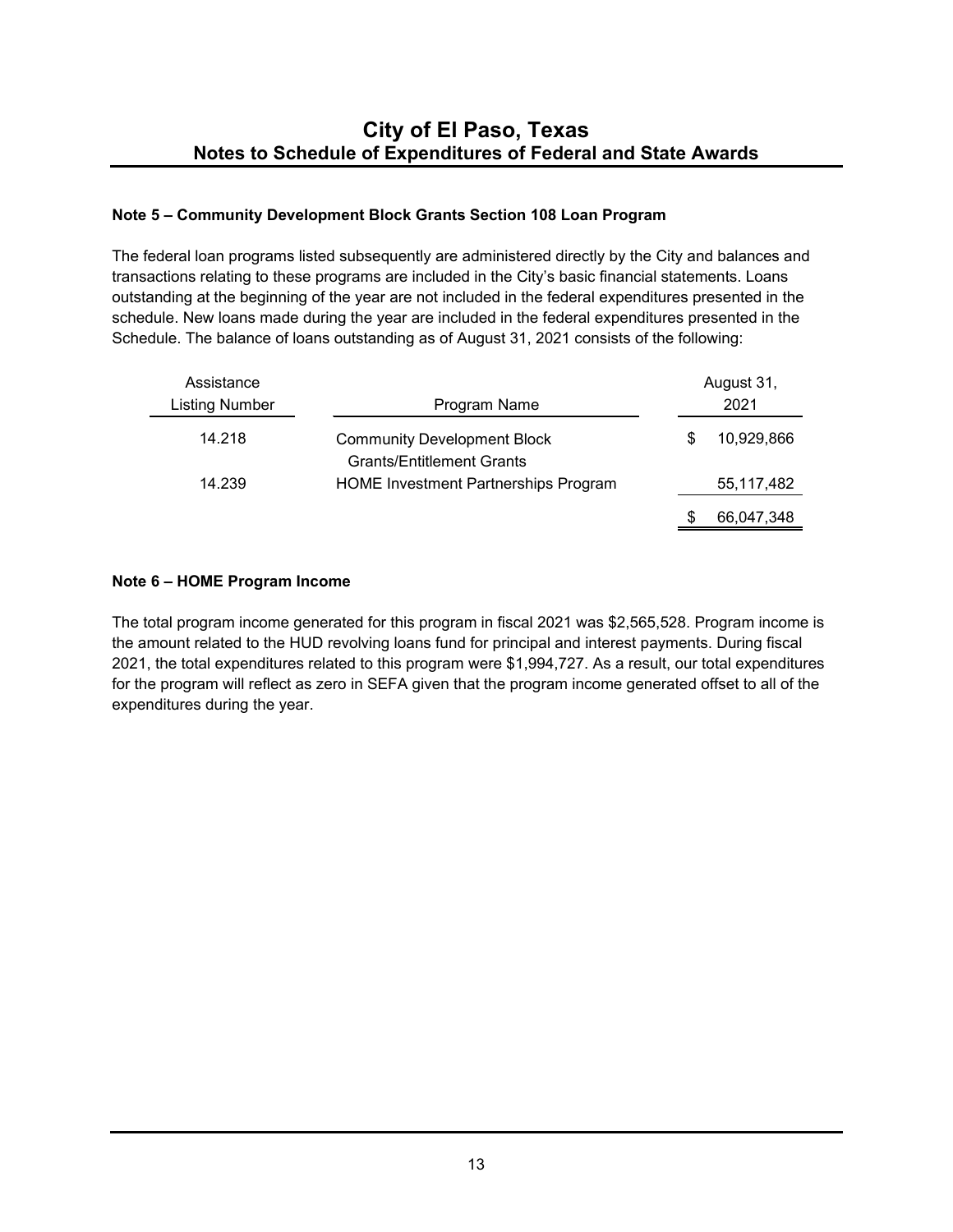# City of El Paso, Texas
## Notes to Schedule of Expenditures of Federal and State Awards

### Note 5 – Community Development Block Grants Section 108 Loan Program

The federal loan programs listed subsequently are administered directly by the City and balances and transactions relating to these programs are included in the City's basic financial statements. Loans outstanding at the beginning of the year are not included in the federal expenditures presented in the schedule. New loans made during the year are included in the federal expenditures presented in the Schedule. The balance of loans outstanding as of August 31, 2021 consists of the following:

| Assistance Listing Number | Program Name | August 31, 2021 |
|---|---|---|
| 14.218 | Community Development Block Grants/Entitlement Grants | $ 10,929,866 |
| 14.239 | HOME Investment Partnerships Program | 55,117,482 |
| | | $ 66,047,348 |

### Note 6 – HOME Program Income

The total program income generated for this program in fiscal 2021 was $2,565,528. Program income is the amount related to the HUD revolving loans fund for principal and interest payments. During fiscal 2021, the total expenditures related to this program were $1,994,727. As a result, our total expenditures for the program will reflect as zero in SEFA given that the program income generated offset to all of the expenditures during the year.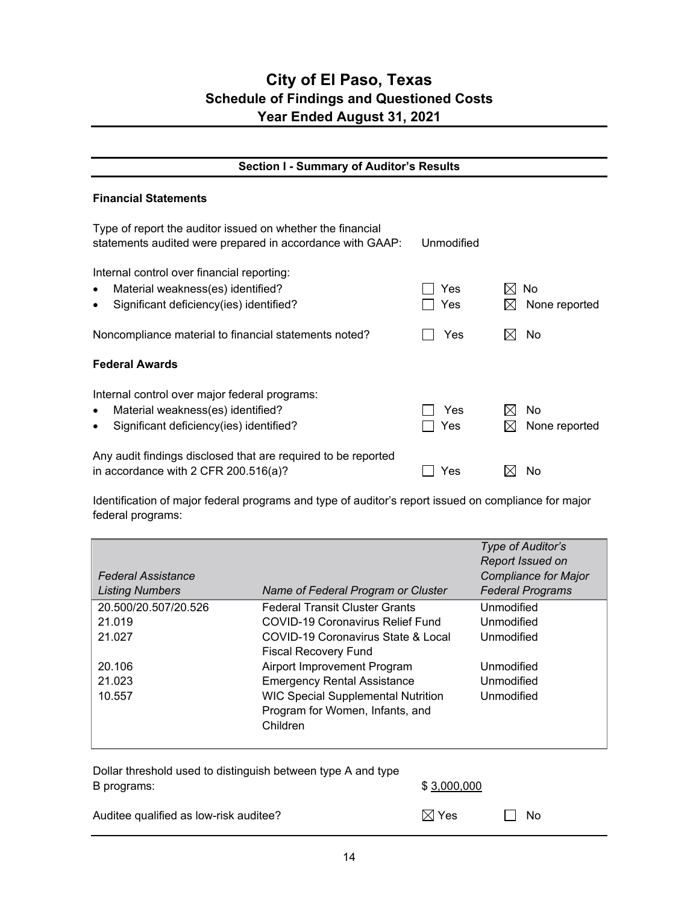# City of El Paso, Texas
## Schedule of Findings and Questioned Costs
## Year Ended August 31, 2021

### Section I - Summary of Auditor's Results

**Financial Statements**

Type of report the auditor issued on whether the financial statements audited were prepared in accordance with GAAP: Unmodified

Internal control over financial reporting:

- Material weakness(es) identified? ☐ Yes ☒ No
- Significant deficiency(ies) identified? ☐ Yes ☒ None reported

Noncompliance material to financial statements noted? ☐ Yes ☒ No

**Federal Awards**

Internal control over major federal programs:

- Material weakness(es) identified? ☐ Yes ☒ No
- Significant deficiency(ies) identified? ☐ Yes ☒ None reported

Any audit findings disclosed that are required to be reported in accordance with 2 CFR 200.516(a)? ☐ Yes ☒ No

Identification of major federal programs and type of auditor's report issued on compliance for major federal programs:

| *Federal Assistance Listing Numbers* | *Name of Federal Program or Cluster* | *Type of Auditor's Report Issued on Compliance for Major Federal Programs* |
|---|---|---|
| 20.500/20.507/20.526 | Federal Transit Cluster Grants | Unmodified |
| 21.019 | COVID-19 Coronavirus Relief Fund | Unmodified |
| 21.027 | COVID-19 Coronavirus State & Local Fiscal Recovery Fund | Unmodified |
| 20.106 | Airport Improvement Program | Unmodified |
| 21.023 | Emergency Rental Assistance | Unmodified |
| 10.557 | WIC Special Supplemental Nutrition Program for Women, Infants, and Children | Unmodified |

Dollar threshold used to distinguish between type A and type B programs: $ 3,000,000

Auditee qualified as low-risk auditee? ☒ Yes ☐ No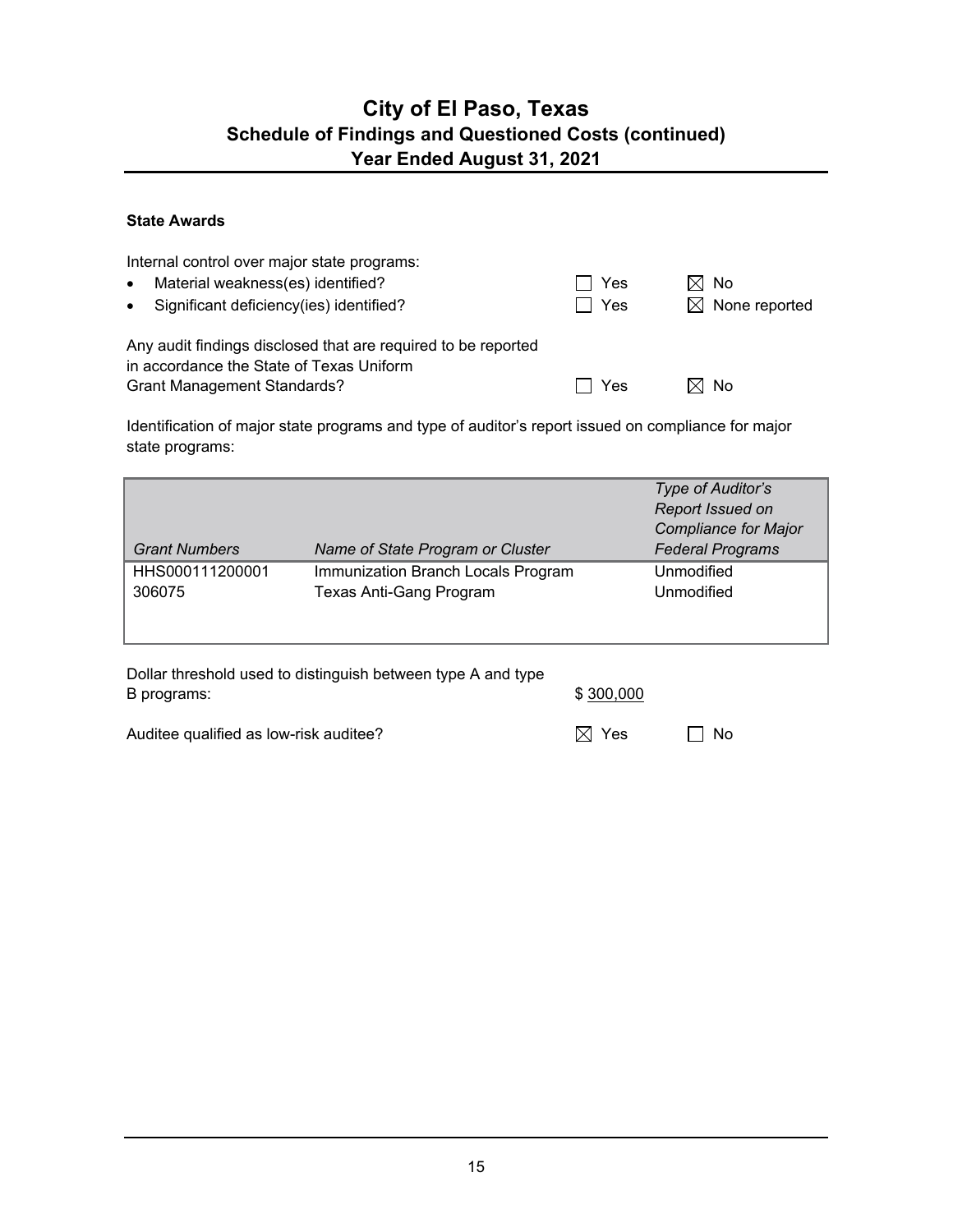# City of El Paso, Texas
## Schedule of Findings and Questioned Costs (continued)
## Year Ended August 31, 2021

**State Awards**

Internal control over major state programs:

- Material weakness(es) identified? ☐ Yes ☒ No
- Significant deficiency(ies) identified? ☐ Yes ☒ None reported

Any audit findings disclosed that are required to be reported in accordance the State of Texas Uniform Grant Management Standards? ☐ Yes ☒ No

Identification of major state programs and type of auditor's report issued on compliance for major state programs:

| *Grant Numbers* | *Name of State Program or Cluster* | *Type of Auditor's Report Issued on Compliance for Major Federal Programs* |
|---|---|---|
| HHS000111200001 | Immunization Branch Locals Program | Unmodified |
| 306075 | Texas Anti-Gang Program | Unmodified |

Dollar threshold used to distinguish between type A and type B programs: $ 300,000

Auditee qualified as low-risk auditee? ☒ Yes ☐ No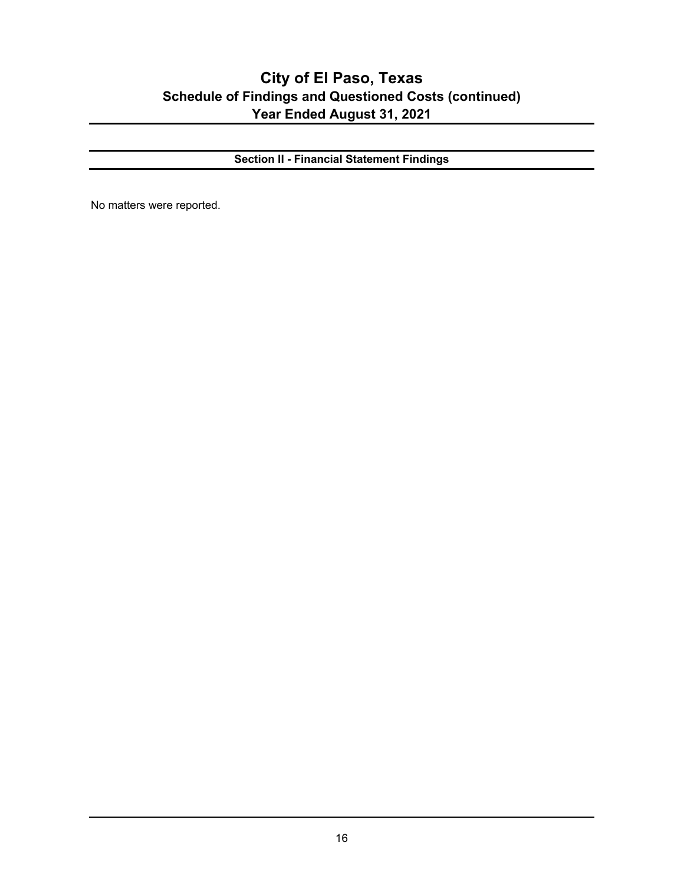# City of El Paso, Texas
## Schedule of Findings and Questioned Costs (continued)
## Year Ended August 31, 2021

### Section II - Financial Statement Findings

No matters were reported.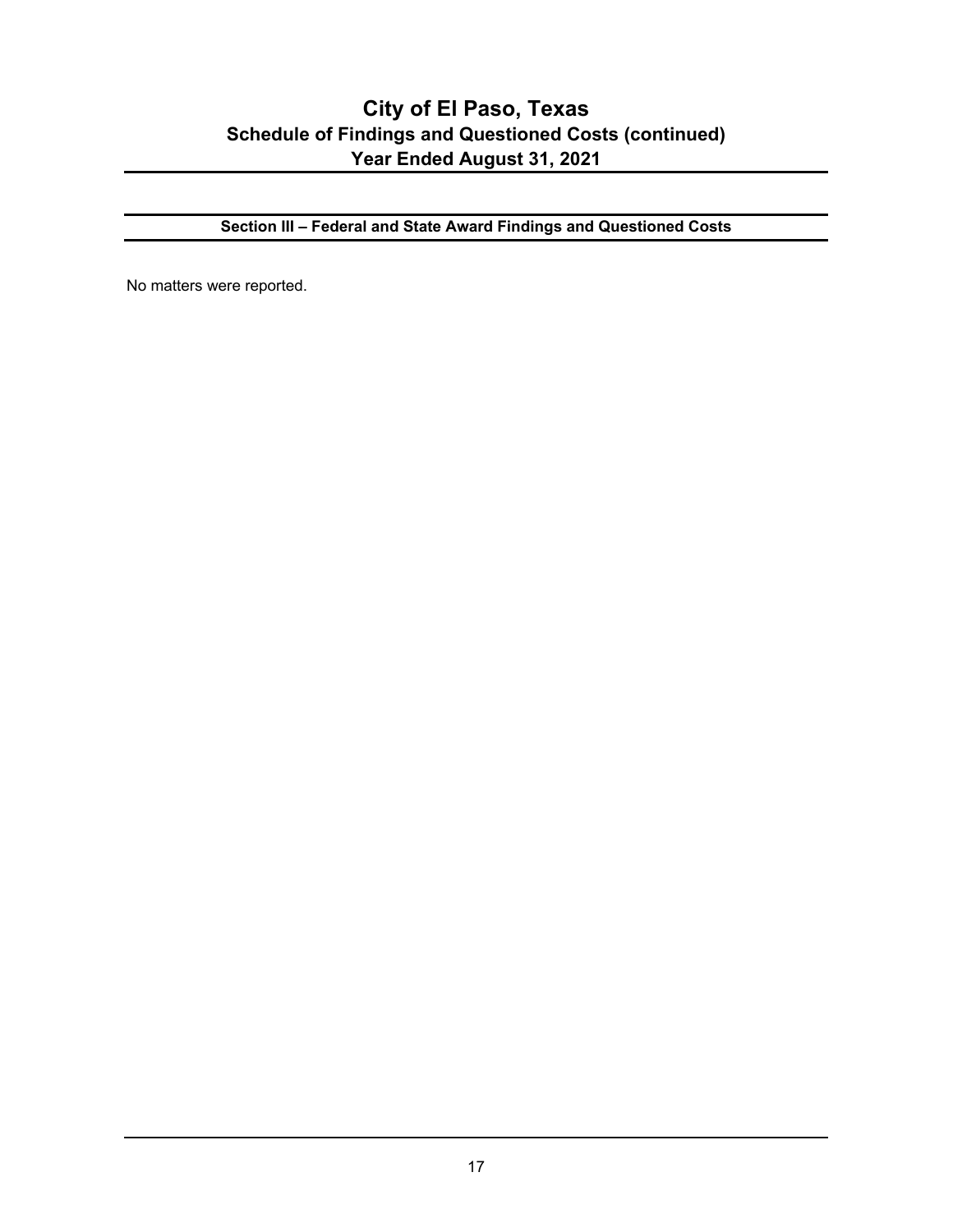# City of El Paso, Texas
## Schedule of Findings and Questioned Costs (continued)
## Year Ended August 31, 2021

### Section III – Federal and State Award Findings and Questioned Costs

No matters were reported.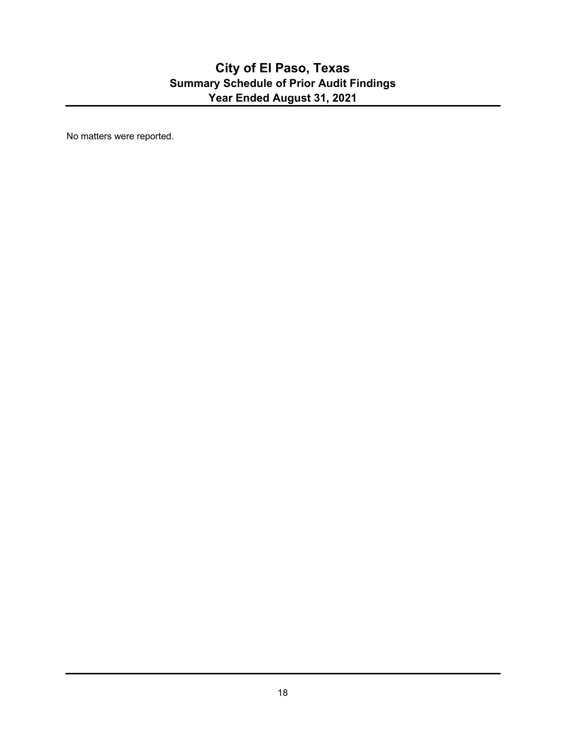# City of El Paso, Texas

## Summary Schedule of Prior Audit Findings

## Year Ended August 31, 2021

No matters were reported.